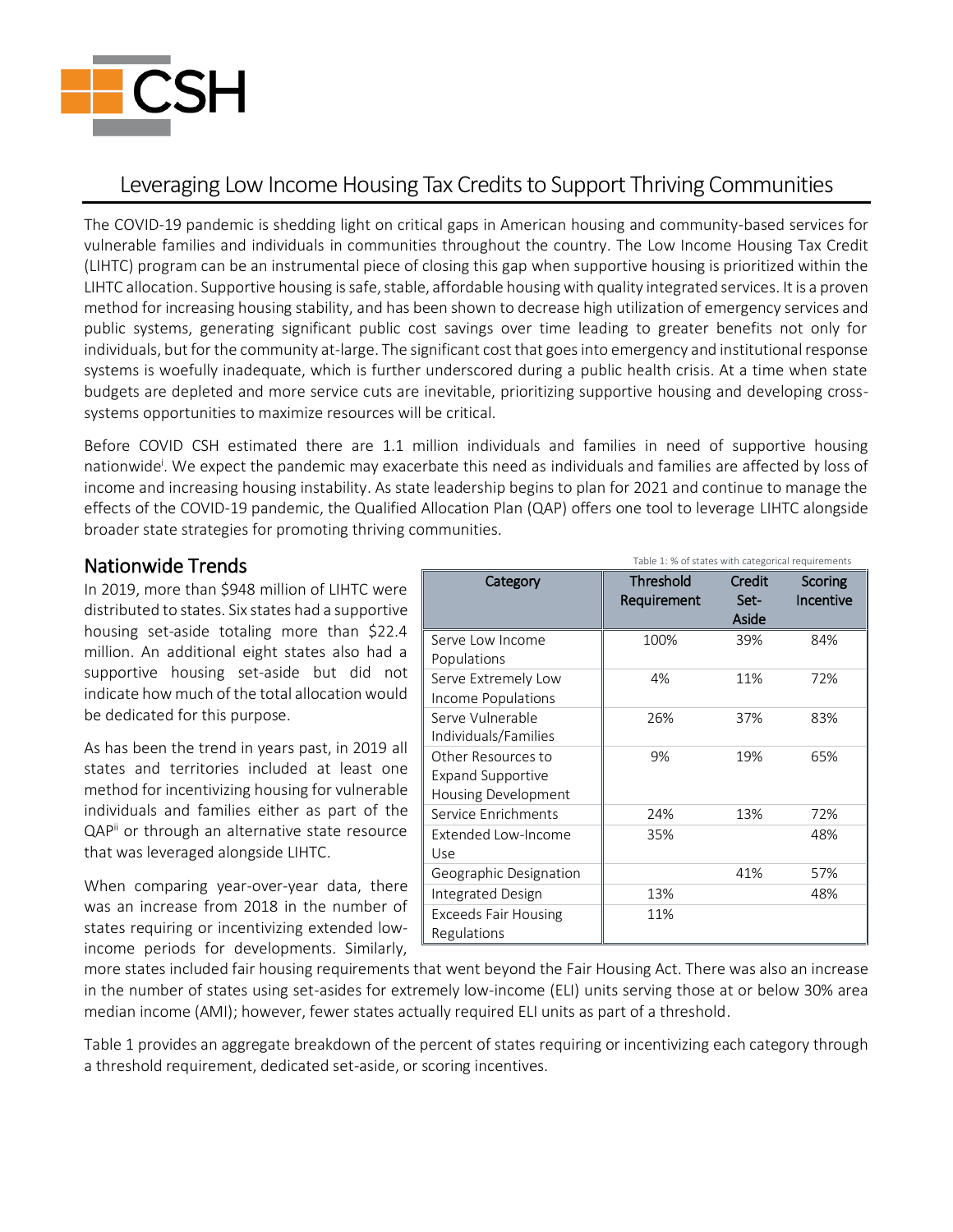# Leveraging Low Income Housing Tax Credits to Support Thriving Communities

The COVID-19 pandemic is shedding light on critical gaps in American housing and community-based services for vulnerable families and individuals in communities throughout the country. The Low Income Housing Tax Credit (LIHTC) program can be an instrumental piece of closing this gap when supportive housing is prioritized within the LIHTC allocation. Supportive housing is safe, stable, affordable housing with quality integrated services. It is a proven method for increasing housing stability, and has been shown to decrease high utilization of emergency services and public systems, generating significant public cost savings over time leading to greater benefits not only for individuals, but for the community at-large. The significant cost that goes into emergency and institutional response systems is woefully inadequate, which is further underscored during a public health crisis. At a time when state budgets are depleted and more service cuts are inevitable, prioritizing supportive housing and developing cross-systems opportunities to maximize resources will be critical.

Before COVID CSH estimated there are 1.1 million individuals and families in need of supportive housing nationwide[i]. We expect the pandemic may exacerbate this need as individuals and families are affected by loss of income and increasing housing instability. As state leadership begins to plan for 2021 and continue to manage the effects of the COVID-19 pandemic, the Qualified Allocation Plan (QAP) offers one tool to leverage LIHTC alongside broader state strategies for promoting thriving communities.

## Nationwide Trends

In 2019, more than $948 million of LIHTC were distributed to states. Six states had a supportive housing set-aside totaling more than $22.4 million. An additional eight states also had a supportive housing set-aside but did not indicate how much of the total allocation would be dedicated for this purpose.

As has been the trend in years past, in 2019 all states and territories included at least one method for incentivizing housing for vulnerable individuals and families either as part of the QAP[ii] or through an alternative state resource that was leveraged alongside LIHTC.

When comparing year-over-year data, there was an increase from 2018 in the number of states requiring or incentivizing extended low-income periods for developments. Similarly, more states included fair housing requirements that went beyond the Fair Housing Act. There was also an increase in the number of states using set-asides for extremely low-income (ELI) units serving those at or below 30% area median income (AMI); however, fewer states actually required ELI units as part of a threshold.

Table 1: % of states with categorical requirements

| Category | Threshold Requirement | Credit Set-Aside | Scoring Incentive |
|---|---|---|---|
| Serve Low Income Populations | 100% | 39% | 84% |
| Serve Extremely Low Income Populations | 4% | 11% | 72% |
| Serve Vulnerable Individuals/Families | 26% | 37% | 83% |
| Other Resources to Expand Supportive Housing Development | 9% | 19% | 65% |
| Service Enrichments | 24% | 13% | 72% |
| Extended Low-Income Use | 35% | | 48% |
| Geographic Designation | | 41% | 57% |
| Integrated Design | 13% | | 48% |
| Exceeds Fair Housing Regulations | 11% | | |

Table 1 provides an aggregate breakdown of the percent of states requiring or incentivizing each category through a threshold requirement, dedicated set-aside, or scoring incentives.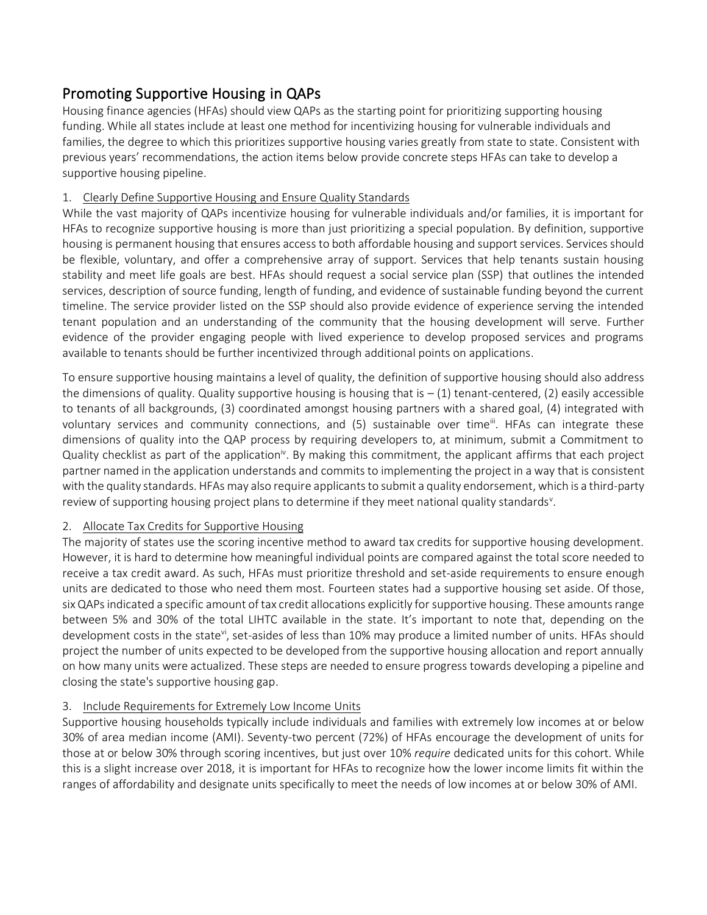## Promoting Supportive Housing in QAPs

Housing finance agencies (HFAs) should view QAPs as the starting point for prioritizing supporting housing funding. While all states include at least one method for incentivizing housing for vulnerable individuals and families, the degree to which this prioritizes supportive housing varies greatly from state to state. Consistent with previous years' recommendations, the action items below provide concrete steps HFAs can take to develop a supportive housing pipeline.

1. Clearly Define Supportive Housing and Ensure Quality Standards

While the vast majority of QAPs incentivize housing for vulnerable individuals and/or families, it is important for HFAs to recognize supportive housing is more than just prioritizing a special population. By definition, supportive housing is permanent housing that ensures access to both affordable housing and support services. Services should be flexible, voluntary, and offer a comprehensive array of support. Services that help tenants sustain housing stability and meet life goals are best. HFAs should request a social service plan (SSP) that outlines the intended services, description of source funding, length of funding, and evidence of sustainable funding beyond the current timeline. The service provider listed on the SSP should also provide evidence of experience serving the intended tenant population and an understanding of the community that the housing development will serve. Further evidence of the provider engaging people with lived experience to develop proposed services and programs available to tenants should be further incentivized through additional points on applications.

To ensure supportive housing maintains a level of quality, the definition of supportive housing should also address the dimensions of quality. Quality supportive housing is housing that is – (1) tenant-centered, (2) easily accessible to tenants of all backgrounds, (3) coordinated amongst housing partners with a shared goal, (4) integrated with voluntary services and community connections, and (5) sustainable over time[iii]. HFAs can integrate these dimensions of quality into the QAP process by requiring developers to, at minimum, submit a Commitment to Quality checklist as part of the application[iv]. By making this commitment, the applicant affirms that each project partner named in the application understands and commits to implementing the project in a way that is consistent with the quality standards. HFAs may also require applicants to submit a quality endorsement, which is a third-party review of supporting housing project plans to determine if they meet national quality standards[v].

2. Allocate Tax Credits for Supportive Housing

The majority of states use the scoring incentive method to award tax credits for supportive housing development. However, it is hard to determine how meaningful individual points are compared against the total score needed to receive a tax credit award. As such, HFAs must prioritize threshold and set-aside requirements to ensure enough units are dedicated to those who need them most. Fourteen states had a supportive housing set aside. Of those, six QAPs indicated a specific amount of tax credit allocations explicitly for supportive housing. These amounts range between 5% and 30% of the total LIHTC available in the state. It's important to note that, depending on the development costs in the state[vi], set-asides of less than 10% may produce a limited number of units. HFAs should project the number of units expected to be developed from the supportive housing allocation and report annually on how many units were actualized. These steps are needed to ensure progress towards developing a pipeline and closing the state's supportive housing gap.

3. Include Requirements for Extremely Low Income Units

Supportive housing households typically include individuals and families with extremely low incomes at or below 30% of area median income (AMI). Seventy-two percent (72%) of HFAs encourage the development of units for those at or below 30% through scoring incentives, but just over 10% *require* dedicated units for this cohort. While this is a slight increase over 2018, it is important for HFAs to recognize how the lower income limits fit within the ranges of affordability and designate units specifically to meet the needs of low incomes at or below 30% of AMI.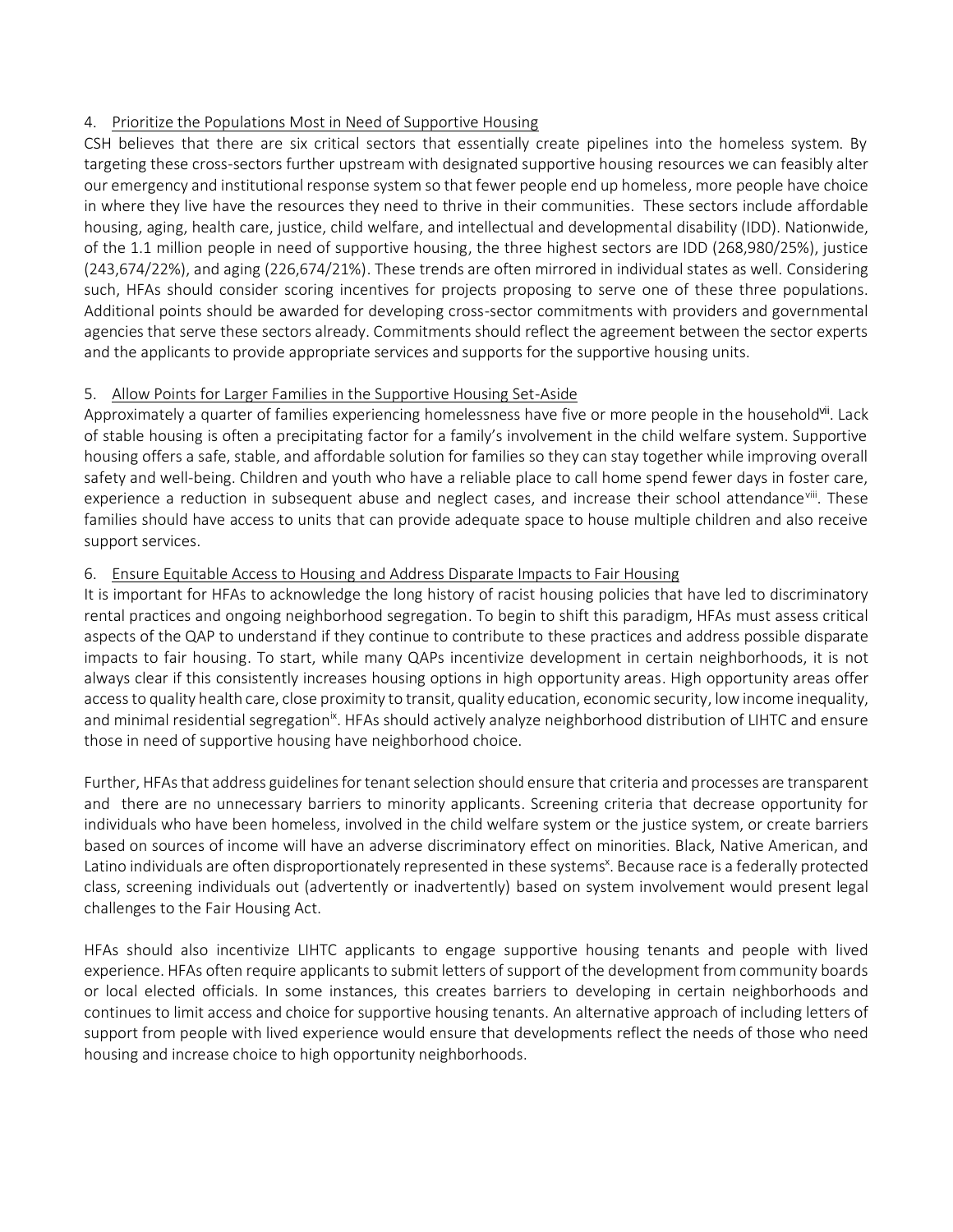4. Prioritize the Populations Most in Need of Supportive Housing

CSH believes that there are six critical sectors that essentially create pipelines into the homeless system. By targeting these cross-sectors further upstream with designated supportive housing resources we can feasibly alter our emergency and institutional response system so that fewer people end up homeless, more people have choice in where they live have the resources they need to thrive in their communities. These sectors include affordable housing, aging, health care, justice, child welfare, and intellectual and developmental disability (IDD). Nationwide, of the 1.1 million people in need of supportive housing, the three highest sectors are IDD (268,980/25%), justice (243,674/22%), and aging (226,674/21%). These trends are often mirrored in individual states as well. Considering such, HFAs should consider scoring incentives for projects proposing to serve one of these three populations. Additional points should be awarded for developing cross-sector commitments with providers and governmental agencies that serve these sectors already. Commitments should reflect the agreement between the sector experts and the applicants to provide appropriate services and supports for the supportive housing units.

5. Allow Points for Larger Families in the Supportive Housing Set-Aside

Approximately a quarter of families experiencing homelessness have five or more people in the household[vii]. Lack of stable housing is often a precipitating factor for a family's involvement in the child welfare system. Supportive housing offers a safe, stable, and affordable solution for families so they can stay together while improving overall safety and well-being. Children and youth who have a reliable place to call home spend fewer days in foster care, experience a reduction in subsequent abuse and neglect cases, and increase their school attendance[viii]. These families should have access to units that can provide adequate space to house multiple children and also receive support services.

6. Ensure Equitable Access to Housing and Address Disparate Impacts to Fair Housing

It is important for HFAs to acknowledge the long history of racist housing policies that have led to discriminatory rental practices and ongoing neighborhood segregation. To begin to shift this paradigm, HFAs must assess critical aspects of the QAP to understand if they continue to contribute to these practices and address possible disparate impacts to fair housing. To start, while many QAPs incentivize development in certain neighborhoods, it is not always clear if this consistently increases housing options in high opportunity areas. High opportunity areas offer access to quality health care, close proximity to transit, quality education, economic security, low income inequality, and minimal residential segregation[ix]. HFAs should actively analyze neighborhood distribution of LIHTC and ensure those in need of supportive housing have neighborhood choice.

Further, HFAs that address guidelines for tenant selection should ensure that criteria and processes are transparent and there are no unnecessary barriers to minority applicants. Screening criteria that decrease opportunity for individuals who have been homeless, involved in the child welfare system or the justice system, or create barriers based on sources of income will have an adverse discriminatory effect on minorities. Black, Native American, and Latino individuals are often disproportionately represented in these systems[x]. Because race is a federally protected class, screening individuals out (advertently or inadvertently) based on system involvement would present legal challenges to the Fair Housing Act.

HFAs should also incentivize LIHTC applicants to engage supportive housing tenants and people with lived experience. HFAs often require applicants to submit letters of support of the development from community boards or local elected officials. In some instances, this creates barriers to developing in certain neighborhoods and continues to limit access and choice for supportive housing tenants. An alternative approach of including letters of support from people with lived experience would ensure that developments reflect the needs of those who need housing and increase choice to high opportunity neighborhoods.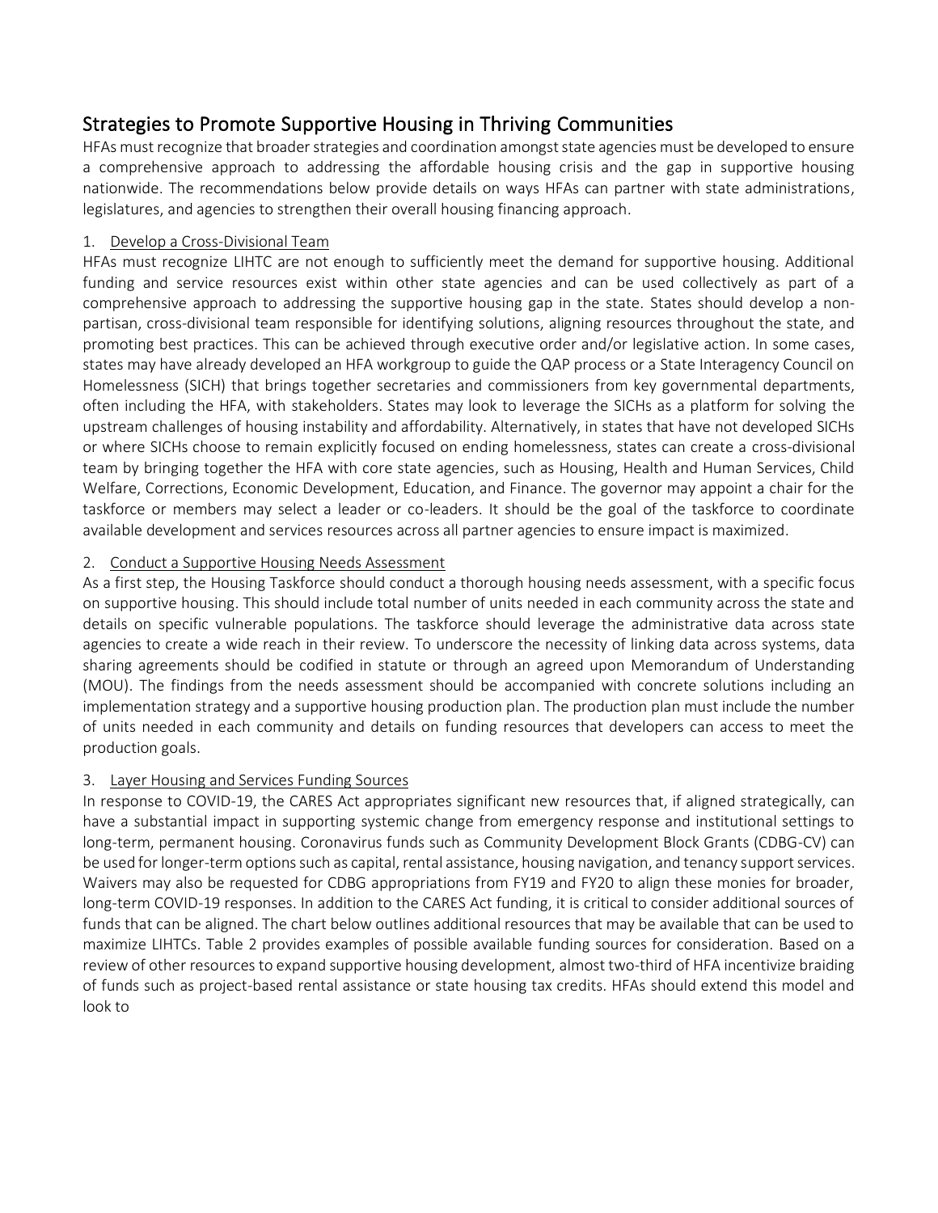## Strategies to Promote Supportive Housing in Thriving Communities

HFAs must recognize that broader strategies and coordination amongst state agencies must be developed to ensure a comprehensive approach to addressing the affordable housing crisis and the gap in supportive housing nationwide. The recommendations below provide details on ways HFAs can partner with state administrations, legislatures, and agencies to strengthen their overall housing financing approach.

1. Develop a Cross-Divisional Team

HFAs must recognize LIHTC are not enough to sufficiently meet the demand for supportive housing. Additional funding and service resources exist within other state agencies and can be used collectively as part of a comprehensive approach to addressing the supportive housing gap in the state. States should develop a non-partisan, cross-divisional team responsible for identifying solutions, aligning resources throughout the state, and promoting best practices. This can be achieved through executive order and/or legislative action. In some cases, states may have already developed an HFA workgroup to guide the QAP process or a State Interagency Council on Homelessness (SICH) that brings together secretaries and commissioners from key governmental departments, often including the HFA, with stakeholders. States may look to leverage the SICHs as a platform for solving the upstream challenges of housing instability and affordability. Alternatively, in states that have not developed SICHs or where SICHs choose to remain explicitly focused on ending homelessness, states can create a cross-divisional team by bringing together the HFA with core state agencies, such as Housing, Health and Human Services, Child Welfare, Corrections, Economic Development, Education, and Finance. The governor may appoint a chair for the taskforce or members may select a leader or co-leaders. It should be the goal of the taskforce to coordinate available development and services resources across all partner agencies to ensure impact is maximized.

2. Conduct a Supportive Housing Needs Assessment

As a first step, the Housing Taskforce should conduct a thorough housing needs assessment, with a specific focus on supportive housing. This should include total number of units needed in each community across the state and details on specific vulnerable populations. The taskforce should leverage the administrative data across state agencies to create a wide reach in their review. To underscore the necessity of linking data across systems, data sharing agreements should be codified in statute or through an agreed upon Memorandum of Understanding (MOU). The findings from the needs assessment should be accompanied with concrete solutions including an implementation strategy and a supportive housing production plan. The production plan must include the number of units needed in each community and details on funding resources that developers can access to meet the production goals.

3. Layer Housing and Services Funding Sources

In response to COVID-19, the CARES Act appropriates significant new resources that, if aligned strategically, can have a substantial impact in supporting systemic change from emergency response and institutional settings to long-term, permanent housing. Coronavirus funds such as Community Development Block Grants (CDBG-CV) can be used for longer-term options such as capital, rental assistance, housing navigation, and tenancy support services. Waivers may also be requested for CDBG appropriations from FY19 and FY20 to align these monies for broader, long-term COVID-19 responses. In addition to the CARES Act funding, it is critical to consider additional sources of funds that can be aligned. The chart below outlines additional resources that may be available that can be used to maximize LIHTCs. Table 2 provides examples of possible available funding sources for consideration. Based on a review of other resources to expand supportive housing development, almost two-third of HFA incentivize braiding of funds such as project-based rental assistance or state housing tax credits. HFAs should extend this model and look to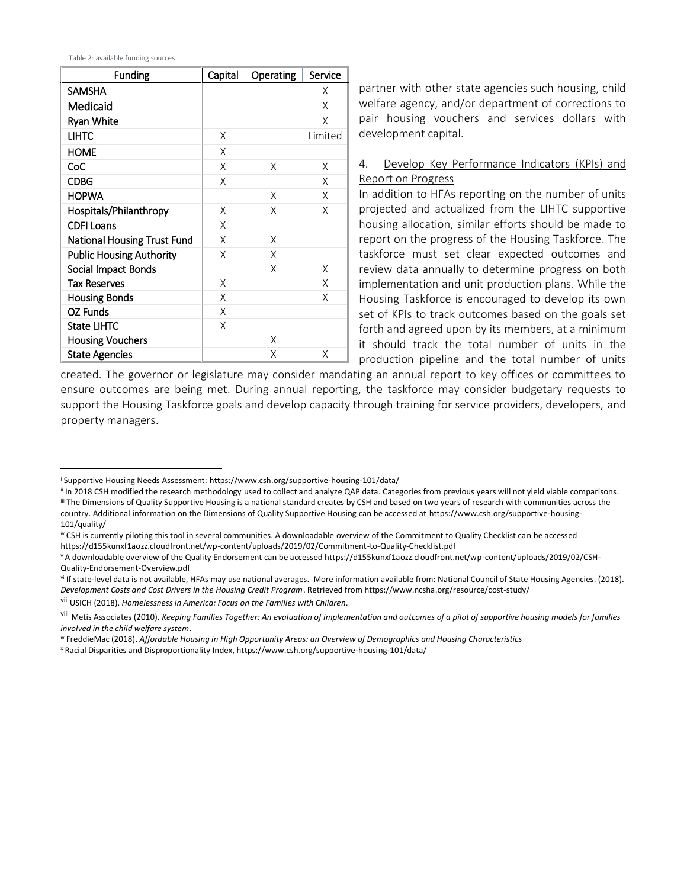Table 2: available funding sources

| Funding | Capital | Operating | Service |
|---|---|---|---|
| SAMSHA | | | X |
| Medicaid | | | X |
| Ryan White | | | X |
| LIHTC | X | | Limited |
| HOME | X | | |
| CoC | X | X | X |
| CDBG | X | | X |
| HOPWA | | X | X |
| Hospitals/Philanthropy | X | X | X |
| CDFI Loans | X | | |
| National Housing Trust Fund | X | X | |
| Public Housing Authority | X | X | |
| Social Impact Bonds | | X | X |
| Tax Reserves | X | | X |
| Housing Bonds | X | | X |
| OZ Funds | X | | |
| State LIHTC | X | | |
| Housing Vouchers | | X | |
| State Agencies | | X | X |

partner with other state agencies such housing, child welfare agency, and/or department of corrections to pair housing vouchers and services dollars with development capital.

4. Develop Key Performance Indicators (KPIs) and Report on Progress

In addition to HFAs reporting on the number of units projected and actualized from the LIHTC supportive housing allocation, similar efforts should be made to report on the progress of the Housing Taskforce. The taskforce must set clear expected outcomes and review data annually to determine progress on both implementation and unit production plans. While the Housing Taskforce is encouraged to develop its own set of KPIs to track outcomes based on the goals set forth and agreed upon by its members, at a minimum it should track the total number of units in the production pipeline and the total number of units created. The governor or legislature may consider mandating an annual report to key offices or committees to ensure outcomes are being met. During annual reporting, the taskforce may consider budgetary requests to support the Housing Taskforce goals and develop capacity through training for service providers, developers, and property managers.

---

[i] Supportive Housing Needs Assessment: https://www.csh.org/supportive-housing-101/data/

[ii] In 2018 CSH modified the research methodology used to collect and analyze QAP data. Categories from previous years will not yield viable comparisons.

[iii] The Dimensions of Quality Supportive Housing is a national standard creates by CSH and based on two years of research with communities across the country. Additional information on the Dimensions of Quality Supportive Housing can be accessed at https://www.csh.org/supportive-housing-101/quality/

[iv] CSH is currently piloting this tool in several communities. A downloadable overview of the Commitment to Quality Checklist can be accessed https://d155kunxf1aozz.cloudfront.net/wp-content/uploads/2019/02/Commitment-to-Quality-Checklist.pdf

[v] A downloadable overview of the Quality Endorsement can be accessed https://d155kunxf1aozz.cloudfront.net/wp-content/uploads/2019/02/CSH-Quality-Endorsement-Overview.pdf

[vi] If state-level data is not available, HFAs may use national averages. More information available from: National Council of State Housing Agencies. (2018). *Development Costs and Cost Drivers in the Housing Credit Program*. Retrieved from https://www.ncsha.org/resource/cost-study/

[vii] USICH (2018). *Homelessness in America: Focus on the Families with Children*.

[viii] Metis Associates (2010). *Keeping Families Together: An evaluation of implementation and outcomes of a pilot of supportive housing models for families involved in the child welfare system*.

[ix] FreddieMac (2018). *Affordable Housing in High Opportunity Areas: an Overview of Demographics and Housing Characteristics*

[x] Racial Disparities and Disproportionality Index, https://www.csh.org/supportive-housing-101/data/